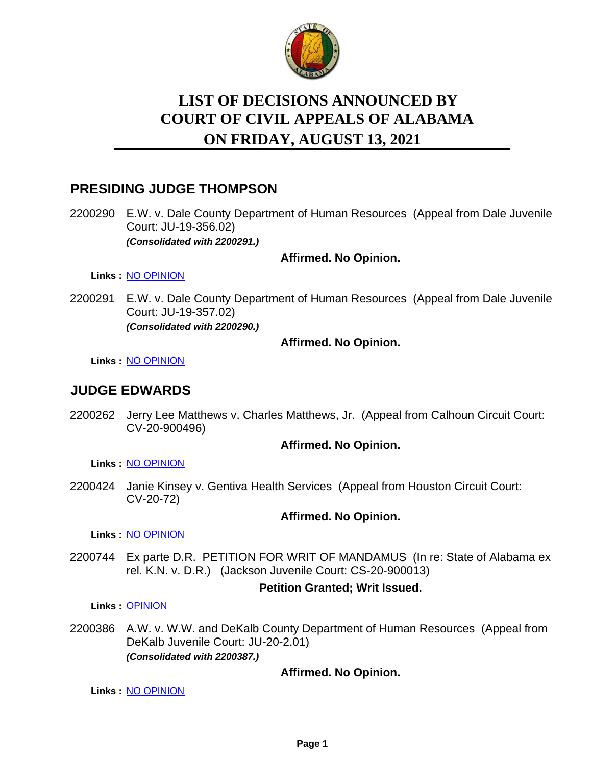# LIST OF DECISIONS ANNOUNCED BY COURT OF CIVIL APPEALS OF ALABAMA ON FRIDAY, AUGUST 13, 2021

## PRESIDING JUDGE THOMPSON

2200290 E.W. v. Dale County Department of Human Resources (Appeal from Dale Juvenile Court: JU-19-356.02)
***(Consolidated with 2200291.)***

**Affirmed. No Opinion.**

**Links :** NO OPINION

2200291 E.W. v. Dale County Department of Human Resources (Appeal from Dale Juvenile Court: JU-19-357.02)
***(Consolidated with 2200290.)***

**Affirmed. No Opinion.**

**Links :** NO OPINION

## JUDGE EDWARDS

2200262 Jerry Lee Matthews v. Charles Matthews, Jr. (Appeal from Calhoun Circuit Court: CV-20-900496)

**Affirmed. No Opinion.**

**Links :** NO OPINION

2200424 Janie Kinsey v. Gentiva Health Services (Appeal from Houston Circuit Court: CV-20-72)

**Affirmed. No Opinion.**

**Links :** NO OPINION

2200744 Ex parte D.R. PETITION FOR WRIT OF MANDAMUS (In re: State of Alabama ex rel. K.N. v. D.R.) (Jackson Juvenile Court: CS-20-900013)

**Petition Granted; Writ Issued.**

**Links :** OPINION

2200386 A.W. v. W.W. and DeKalb County Department of Human Resources (Appeal from DeKalb Juvenile Court: JU-20-2.01)
***(Consolidated with 2200387.)***

**Affirmed. No Opinion.**

**Links :** NO OPINION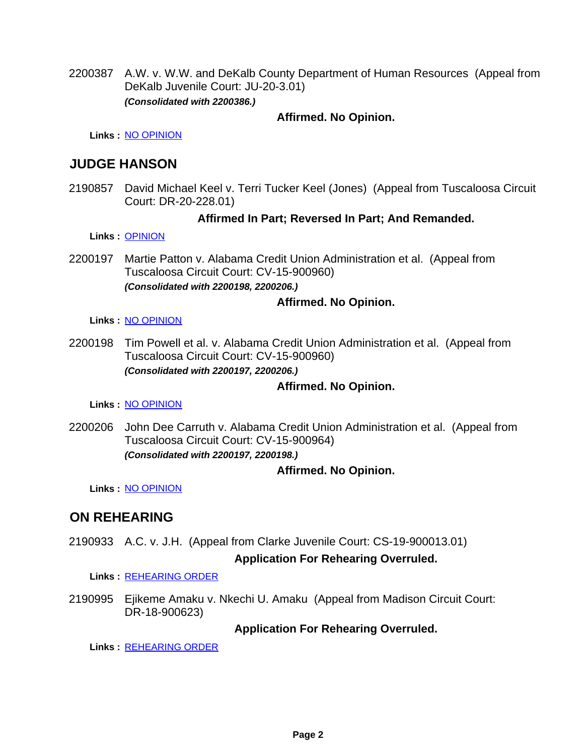2200387 A.W. v. W.W. and DeKalb County Department of Human Resources (Appeal from DeKalb Juvenile Court: JU-20-3.01)
***(Consolidated with 2200386.)***

**Affirmed. No Opinion.**

**Links :** NO OPINION

## JUDGE HANSON

2190857 David Michael Keel v. Terri Tucker Keel (Jones) (Appeal from Tuscaloosa Circuit Court: DR-20-228.01)

**Affirmed In Part; Reversed In Part; And Remanded.**

**Links :** OPINION

2200197 Martie Patton v. Alabama Credit Union Administration et al. (Appeal from Tuscaloosa Circuit Court: CV-15-900960)
***(Consolidated with 2200198, 2200206.)***

**Affirmed. No Opinion.**

**Links :** NO OPINION

2200198 Tim Powell et al. v. Alabama Credit Union Administration et al. (Appeal from Tuscaloosa Circuit Court: CV-15-900960)
***(Consolidated with 2200197, 2200206.)***

**Affirmed. No Opinion.**

**Links :** NO OPINION

2200206 John Dee Carruth v. Alabama Credit Union Administration et al. (Appeal from Tuscaloosa Circuit Court: CV-15-900964)
***(Consolidated with 2200197, 2200198.)***

**Affirmed. No Opinion.**

**Links :** NO OPINION

## ON REHEARING

2190933 A.C. v. J.H. (Appeal from Clarke Juvenile Court: CS-19-900013.01)

**Application For Rehearing Overruled.**

**Links :** REHEARING ORDER

2190995 Ejikeme Amaku v. Nkechi U. Amaku (Appeal from Madison Circuit Court: DR-18-900623)

**Application For Rehearing Overruled.**

**Links :** REHEARING ORDER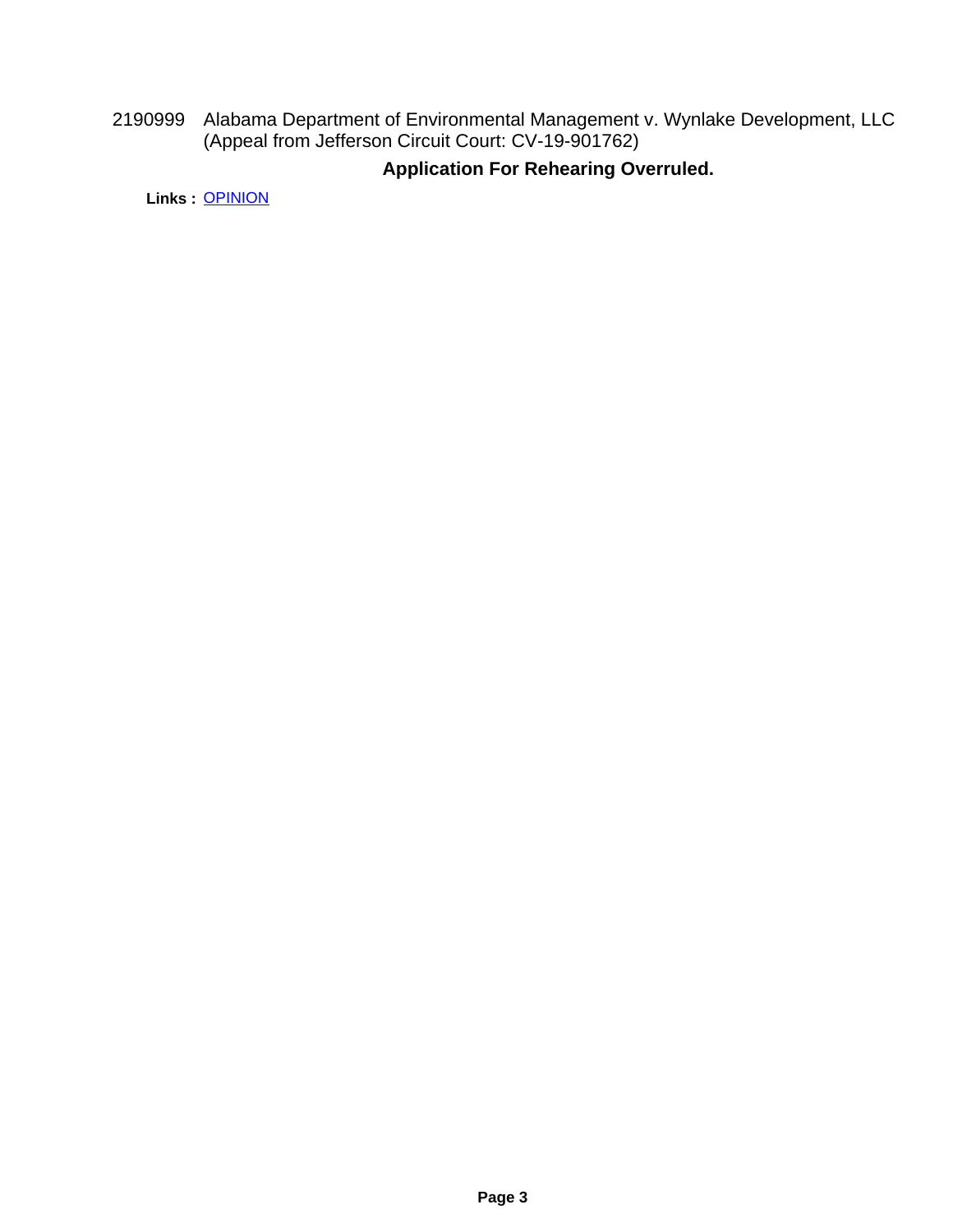2190999 Alabama Department of Environmental Management v. Wynlake Development, LLC (Appeal from Jefferson Circuit Court: CV-19-901762)

**Application For Rehearing Overruled.**

**Links :** OPINION